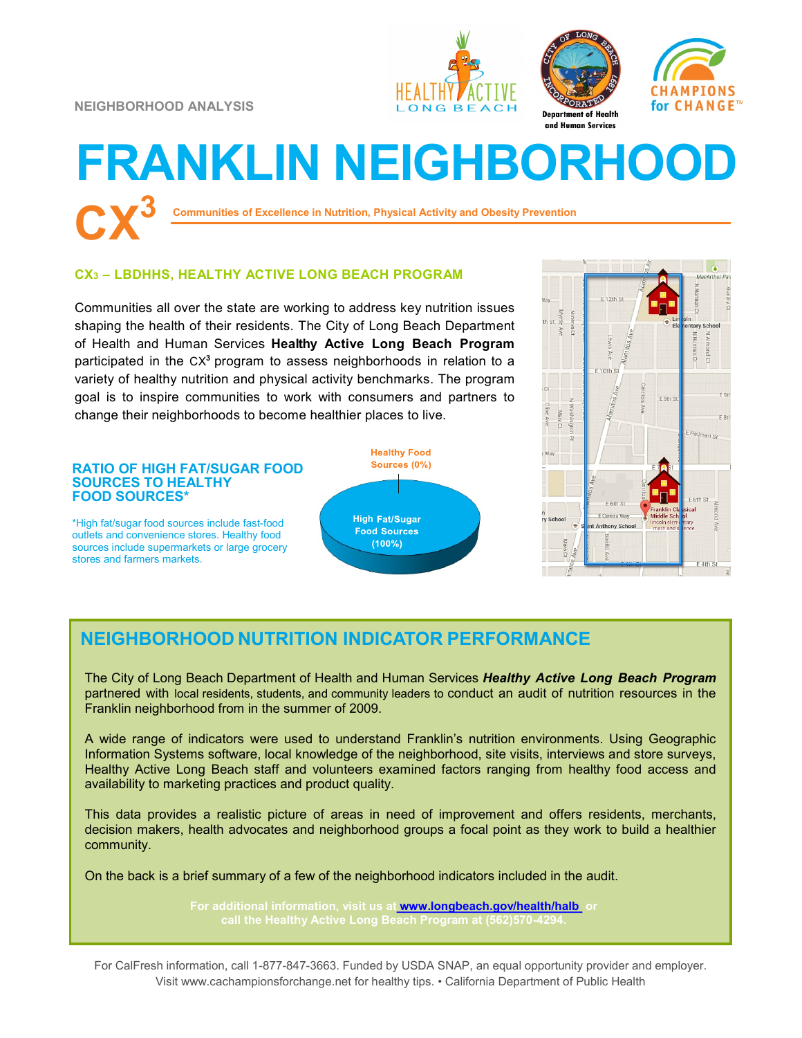NEIGHBORHOOD ANALYSIS

# FRANKLIN NEIGHBORHOOD

## CX³ Communities of Excellence in Nutrition, Physical Activity and Obesity Prevention

### CX3 – LBDHHS, HEALTHY ACTIVE LONG BEACH PROGRAM

Communities all over the state are working to address key nutrition issues shaping the health of their residents. The City of Long Beach Department of Health and Human Services **Healthy Active Long Beach Program** participated in the CX³ program to assess neighborhoods in relation to a variety of healthy nutrition and physical activity benchmarks. The program goal is to inspire communities to work with consumers and partners to change their neighborhoods to become healthier places to live.

### RATIO OF HIGH FAT/SUGAR FOOD SOURCES TO HEALTHY FOOD SOURCES*

*High fat/sugar food sources include fast-food outlets and convenience stores. Healthy food sources include supermarkets or large grocery stores and farmers markets.

Healthy Food Sources (0%)

High Fat/Sugar Food Sources (100%)

## NEIGHBORHOOD NUTRITION INDICATOR PERFORMANCE

The City of Long Beach Department of Health and Human Services ***Healthy Active Long Beach Program*** partnered with local residents, students, and community leaders to conduct an audit of nutrition resources in the Franklin neighborhood from in the summer of 2009.

A wide range of indicators were used to understand Franklin's nutrition environments. Using Geographic Information Systems software, local knowledge of the neighborhood, site visits, interviews and store surveys, Healthy Active Long Beach staff and volunteers examined factors ranging from healthy food access and availability to marketing practices and product quality.

This data provides a realistic picture of areas in need of improvement and offers residents, merchants, decision makers, health advocates and neighborhood groups a focal point as they work to build a healthier community.

On the back is a brief summary of a few of the neighborhood indicators included in the audit.

**For additional information, visit us at www.longbeach.gov/health/halb or call the Healthy Active Long Beach Program at (562)570-4294.**

For CalFresh information, call 1-877-847-3663. Funded by USDA SNAP, an equal opportunity provider and employer. Visit www.cachampionsforchange.net for healthy tips. • California Department of Public Health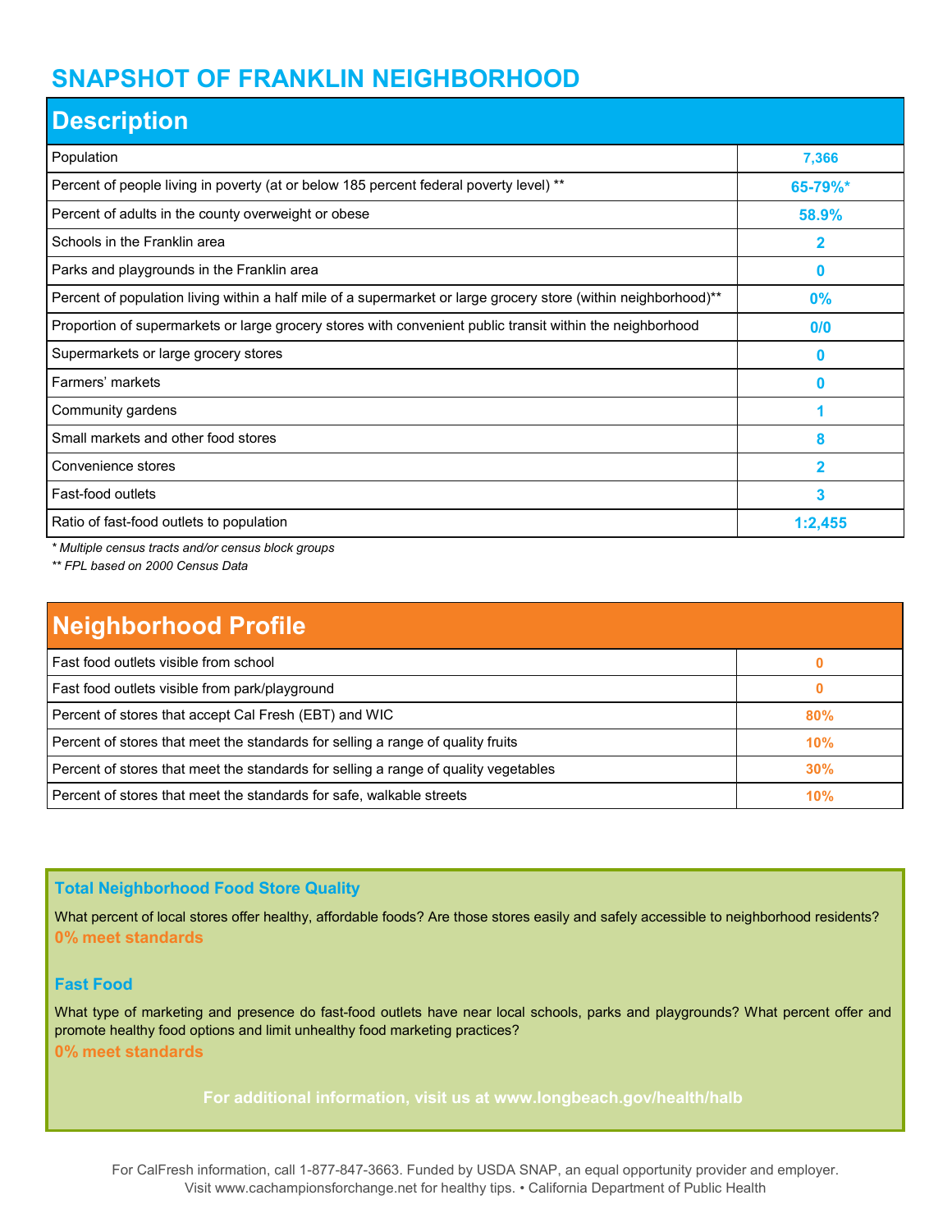# SNAPSHOT OF FRANKLIN NEIGHBORHOOD

| Description | |
|---|---|
| Population | 7,366 |
| Percent of people living in poverty (at or below 185 percent federal poverty level) ** | 65-79%* |
| Percent of adults in the county overweight or obese | 58.9% |
| Schools in the Franklin area | 2 |
| Parks and playgrounds in the Franklin area | 0 |
| Percent of population living within a half mile of a supermarket or large grocery store (within neighborhood)** | 0% |
| Proportion of supermarkets or large grocery stores with convenient public transit within the neighborhood | 0/0 |
| Supermarkets or large grocery stores | 0 |
| Farmers' markets | 0 |
| Community gardens | 1 |
| Small markets and other food stores | 8 |
| Convenience stores | 2 |
| Fast-food outlets | 3 |
| Ratio of fast-food outlets to population | 1:2,455 |

*\* Multiple census tracts and/or census block groups*

*\*\* FPL based on 2000 Census Data*

| Neighborhood Profile | |
|---|---|
| Fast food outlets visible from school | 0 |
| Fast food outlets visible from park/playground | 0 |
| Percent of stores that accept Cal Fresh (EBT) and WIC | 80% |
| Percent of stores that meet the standards for selling a range of quality fruits | 10% |
| Percent of stores that meet the standards for selling a range of quality vegetables | 30% |
| Percent of stores that meet the standards for safe, walkable streets | 10% |

### Total Neighborhood Food Store Quality

What percent of local stores offer healthy, affordable foods? Are those stores easily and safely accessible to neighborhood residents?

**0% meet standards**

### Fast Food

What type of marketing and presence do fast-food outlets have near local schools, parks and playgrounds? What percent offer and promote healthy food options and limit unhealthy food marketing practices?

**0% meet standards**

**For additional information, visit us at www.longbeach.gov/health/halb**

For CalFresh information, call 1-877-847-3663. Funded by USDA SNAP, an equal opportunity provider and employer. Visit www.cachampionsforchange.net for healthy tips. • California Department of Public Health